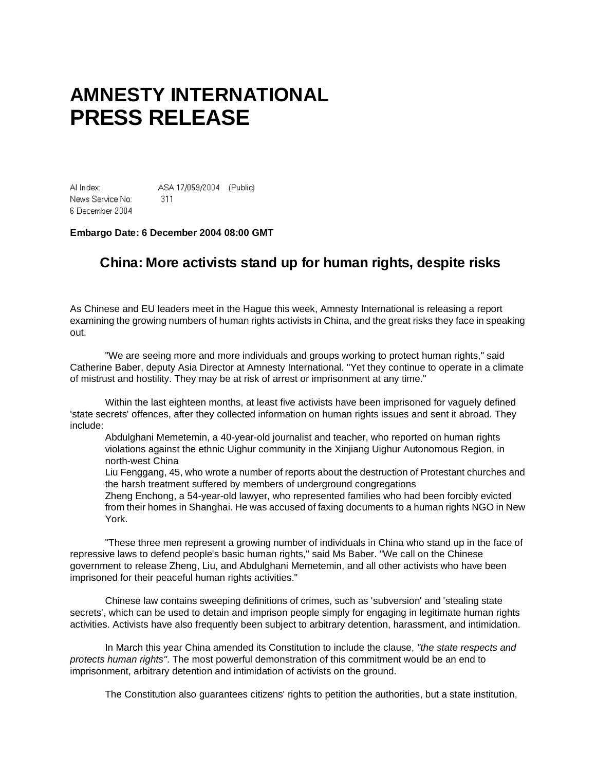# AMNESTY INTERNATIONAL
# PRESS RELEASE

AI Index: ASA 17/059/2004 (Public)
News Service No: 311
6 December 2004

**Embargo Date: 6 December 2004 08:00 GMT**

## China: More activists stand up for human rights, despite risks

As Chinese and EU leaders meet in the Hague this week, Amnesty International is releasing a report examining the growing numbers of human rights activists in China, and the great risks they face in speaking out.

"We are seeing more and more individuals and groups working to protect human rights," said Catherine Baber, deputy Asia Director at Amnesty International. "Yet they continue to operate in a climate of mistrust and hostility. They may be at risk of arrest or imprisonment at any time."

Within the last eighteen months, at least five activists have been imprisoned for vaguely defined 'state secrets' offences, after they collected information on human rights issues and sent it abroad. They include:

- Abdulghani Memetemin, a 40-year-old journalist and teacher, who reported on human rights violations against the ethnic Uighur community in the Xinjiang Uighur Autonomous Region, in north-west China
- Liu Fenggang, 45, who wrote a number of reports about the destruction of Protestant churches and the harsh treatment suffered by members of underground congregations
- Zheng Enchong, a 54-year-old lawyer, who represented families who had been forcibly evicted from their homes in Shanghai. He was accused of faxing documents to a human rights NGO in New York.

"These three men represent a growing number of individuals in China who stand up in the face of repressive laws to defend people's basic human rights," said Ms Baber. "We call on the Chinese government to release Zheng, Liu, and Abdulghani Memetemin, and all other activists who have been imprisoned for their peaceful human rights activities."

Chinese law contains sweeping definitions of crimes, such as 'subversion' and 'stealing state secrets', which can be used to detain and imprison people simply for engaging in legitimate human rights activities. Activists have also frequently been subject to arbitrary detention, harassment, and intimidation.

In March this year China amended its Constitution to include the clause, *"the state respects and protects human rights"*. The most powerful demonstration of this commitment would be an end to imprisonment, arbitrary detention and intimidation of activists on the ground.

The Constitution also guarantees citizens' rights to petition the authorities, but a state institution,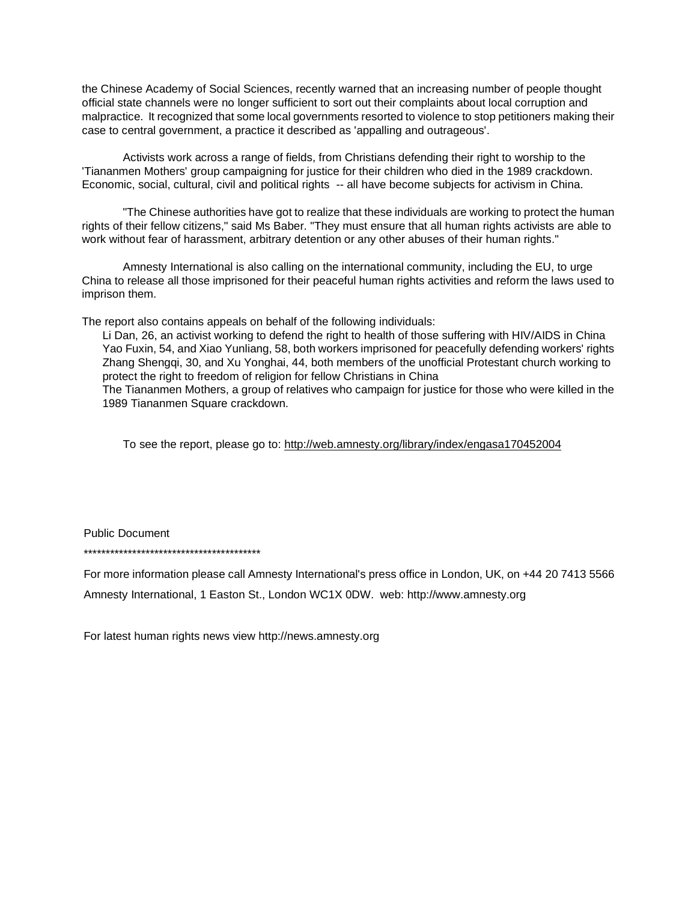the Chinese Academy of Social Sciences, recently warned that an increasing number of people thought official state channels were no longer sufficient to sort out their complaints about local corruption and malpractice. It recognized that some local governments resorted to violence to stop petitioners making their case to central government, a practice it described as 'appalling and outrageous'.

Activists work across a range of fields, from Christians defending their right to worship to the 'Tiananmen Mothers' group campaigning for justice for their children who died in the 1989 crackdown. Economic, social, cultural, civil and political rights -- all have become subjects for activism in China.

"The Chinese authorities have got to realize that these individuals are working to protect the human rights of their fellow citizens," said Ms Baber. "They must ensure that all human rights activists are able to work without fear of harassment, arbitrary detention or any other abuses of their human rights."

Amnesty International is also calling on the international community, including the EU, to urge China to release all those imprisoned for their peaceful human rights activities and reform the laws used to imprison them.

The report also contains appeals on behalf of the following individuals:

- Li Dan, 26, an activist working to defend the right to health of those suffering with HIV/AIDS in China
- Yao Fuxin, 54, and Xiao Yunliang, 58, both workers imprisoned for peacefully defending workers' rights
- Zhang Shengqi, 30, and Xu Yonghai, 44, both members of the unofficial Protestant church working to protect the right to freedom of religion for fellow Christians in China
- The Tiananmen Mothers, a group of relatives who campaign for justice for those who were killed in the 1989 Tiananmen Square crackdown.

To see the report, please go to: http://web.amnesty.org/library/index/engasa170452004

Public Document

****************************************

For more information please call Amnesty International's press office in London, UK, on +44 20 7413 5566

Amnesty International, 1 Easton St., London WC1X 0DW. web: http://www.amnesty.org

For latest human rights news view http://news.amnesty.org